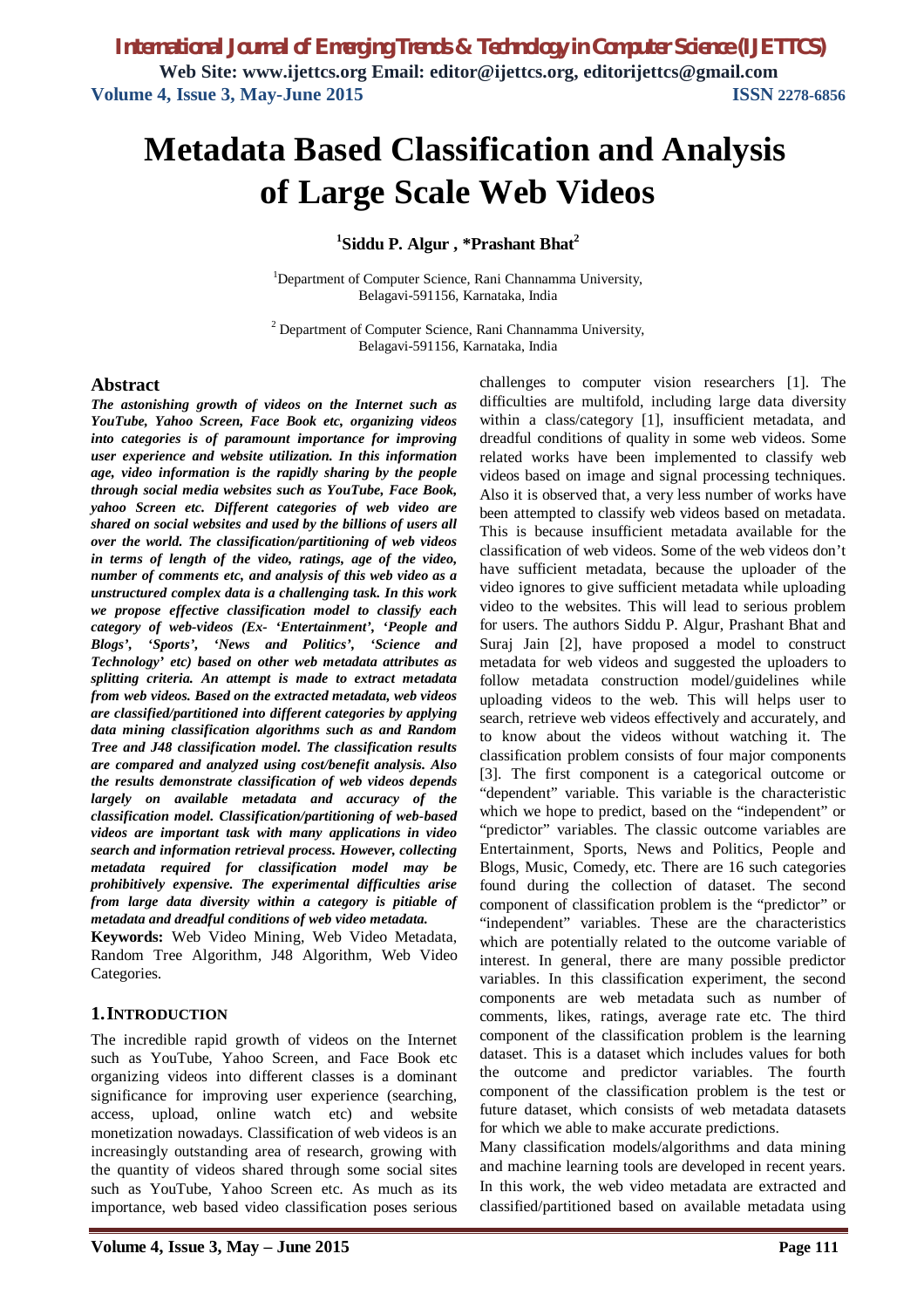# Metadata Based Classification and Analysis of Large Scale Web Videos

**[1]Siddu P. Algur , *Prashant Bhat[2]**

[1]Department of Computer Science, Rani Channamma University, Belagavi-591156, Karnataka, India

[2] Department of Computer Science, Rani Channamma University, Belagavi-591156, Karnataka, India

## Abstract

***The astonishing growth of videos on the Internet such as YouTube, Yahoo Screen, Face Book etc, organizing videos into categories is of paramount importance for improving user experience and website utilization. In this information age, video information is the rapidly sharing by the people through social media websites such as YouTube, Face Book, yahoo Screen etc. Different categories of web video are shared on social websites and used by the billions of users all over the world. The classification/partitioning of web videos in terms of length of the video, ratings, age of the video, number of comments etc, and analysis of this web video as a unstructured complex data is a challenging task. In this work we propose effective classification model to classify each category of web-videos (Ex- 'Entertainment', 'People and Blogs', 'Sports', 'News and Politics', 'Science and Technology' etc) based on other web metadata attributes as splitting criteria. An attempt is made to extract metadata from web videos. Based on the extracted metadata, web videos are classified/partitioned into different categories by applying data mining classification algorithms such as and Random Tree and J48 classification model. The classification results are compared and analyzed using cost/benefit analysis. Also the results demonstrate classification of web videos depends largely on available metadata and accuracy of the classification model. Classification/partitioning of web-based videos are important task with many applications in video search and information retrieval process. However, collecting metadata required for classification model may be prohibitively expensive. The experimental difficulties arise from large data diversity within a category is pitiable of metadata and dreadful conditions of web video metadata.***

**Keywords:** Web Video Mining, Web Video Metadata, Random Tree Algorithm, J48 Algorithm, Web Video Categories.

## 1. INTRODUCTION

The incredible rapid growth of videos on the Internet such as YouTube, Yahoo Screen, and Face Book etc organizing videos into different classes is a dominant significance for improving user experience (searching, access, upload, online watch etc) and website monetization nowadays. Classification of web videos is an increasingly outstanding area of research, growing with the quantity of videos shared through some social sites such as YouTube, Yahoo Screen etc. As much as its importance, web based video classification poses serious challenges to computer vision researchers [1]. The difficulties are multifold, including large data diversity within a class/category [1], insufficient metadata, and dreadful conditions of quality in some web videos. Some related works have been implemented to classify web videos based on image and signal processing techniques. Also it is observed that, a very less number of works have been attempted to classify web videos based on metadata. This is because insufficient metadata available for the classification of web videos. Some of the web videos don't have sufficient metadata, because the uploader of the video ignores to give sufficient metadata while uploading video to the websites. This will lead to serious problem for users. The authors Siddu P. Algur, Prashant Bhat and Suraj Jain [2], have proposed a model to construct metadata for web videos and suggested the uploaders to follow metadata construction model/guidelines while uploading videos to the web. This will helps user to search, retrieve web videos effectively and accurately, and to know about the videos without watching it. The classification problem consists of four major components [3]. The first component is a categorical outcome or "dependent" variable. This variable is the characteristic which we hope to predict, based on the "independent" or "predictor" variables. The classic outcome variables are Entertainment, Sports, News and Politics, People and Blogs, Music, Comedy, etc. There are 16 such categories found during the collection of dataset. The second component of classification problem is the "predictor" or "independent" variables. These are the characteristics which are potentially related to the outcome variable of interest. In general, there are many possible predictor variables. In this classification experiment, the second components are web metadata such as number of comments, likes, ratings, average rate etc. The third component of the classification problem is the learning dataset. This is a dataset which includes values for both the outcome and predictor variables. The fourth component of the classification problem is the test or future dataset, which consists of web metadata datasets for which we able to make accurate predictions.

Many classification models/algorithms and data mining and machine learning tools are developed in recent years. In this work, the web video metadata are extracted and classified/partitioned based on available metadata using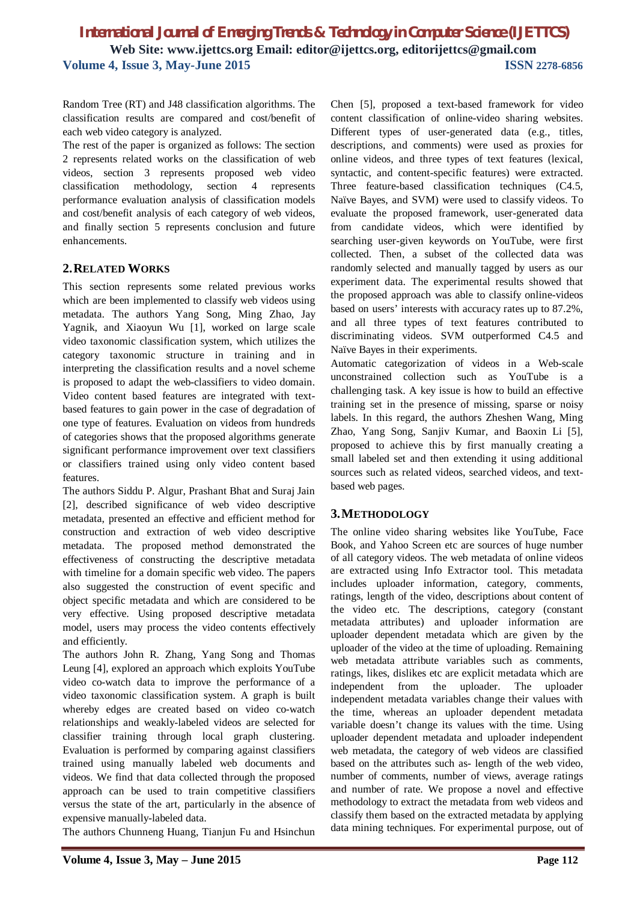Random Tree (RT) and J48 classification algorithms. The classification results are compared and cost/benefit of each web video category is analyzed.

The rest of the paper is organized as follows: The section 2 represents related works on the classification of web videos, section 3 represents proposed web video classification methodology, section 4 represents performance evaluation analysis of classification models and cost/benefit analysis of each category of web videos, and finally section 5 represents conclusion and future enhancements.

## 2. RELATED WORKS

This section represents some related previous works which are been implemented to classify web videos using metadata. The authors Yang Song, Ming Zhao, Jay Yagnik, and Xiaoyun Wu [1], worked on large scale video taxonomic classification system, which utilizes the category taxonomic structure in training and in interpreting the classification results and a novel scheme is proposed to adapt the web-classifiers to video domain. Video content based features are integrated with text-based features to gain power in the case of degradation of one type of features. Evaluation on videos from hundreds of categories shows that the proposed algorithms generate significant performance improvement over text classifiers or classifiers trained using only video content based features.

The authors Siddu P. Algur, Prashant Bhat and Suraj Jain [2], described significance of web video descriptive metadata, presented an effective and efficient method for construction and extraction of web video descriptive metadata. The proposed method demonstrated the effectiveness of constructing the descriptive metadata with timeline for a domain specific web video. The papers also suggested the construction of event specific and object specific metadata and which are considered to be very effective. Using proposed descriptive metadata model, users may process the video contents effectively and efficiently.

The authors John R. Zhang, Yang Song and Thomas Leung [4], explored an approach which exploits YouTube video co-watch data to improve the performance of a video taxonomic classification system. A graph is built whereby edges are created based on video co-watch relationships and weakly-labeled videos are selected for classifier training through local graph clustering. Evaluation is performed by comparing against classifiers trained using manually labeled web documents and videos. We find that data collected through the proposed approach can be used to train competitive classifiers versus the state of the art, particularly in the absence of expensive manually-labeled data.

The authors Chunneng Huang, Tianjun Fu and Hsinchun Chen [5], proposed a text-based framework for video content classification of online-video sharing websites. Different types of user-generated data (e.g., titles, descriptions, and comments) were used as proxies for online videos, and three types of text features (lexical, syntactic, and content-specific features) were extracted. Three feature-based classification techniques (C4.5, Naïve Bayes, and SVM) were used to classify videos. To evaluate the proposed framework, user-generated data from candidate videos, which were identified by searching user-given keywords on YouTube, were first collected. Then, a subset of the collected data was randomly selected and manually tagged by users as our experiment data. The experimental results showed that the proposed approach was able to classify online-videos based on users' interests with accuracy rates up to 87.2%, and all three types of text features contributed to discriminating videos. SVM outperformed C4.5 and Naïve Bayes in their experiments.

Automatic categorization of videos in a Web-scale unconstrained collection such as YouTube is a challenging task. A key issue is how to build an effective training set in the presence of missing, sparse or noisy labels. In this regard, the authors Zheshen Wang, Ming Zhao, Yang Song, Sanjiv Kumar, and Baoxin Li [5], proposed to achieve this by first manually creating a small labeled set and then extending it using additional sources such as related videos, searched videos, and text-based web pages.

## 3. METHODOLOGY

The online video sharing websites like YouTube, Face Book, and Yahoo Screen etc are sources of huge number of all category videos. The web metadata of online videos are extracted using Info Extractor tool. This metadata includes uploader information, category, comments, ratings, length of the video, descriptions about content of the video etc. The descriptions, category (constant metadata attributes) and uploader information are uploader dependent metadata which are given by the uploader of the video at the time of uploading. Remaining web metadata attribute variables such as comments, ratings, likes, dislikes etc are explicit metadata which are independent from the uploader. The uploader independent metadata variables change their values with the time, whereas an uploader dependent metadata variable doesn't change its values with the time. Using uploader dependent metadata and uploader independent web metadata, the category of web videos are classified based on the attributes such as- length of the web video, number of comments, number of views, average ratings and number of rate. We propose a novel and effective methodology to extract the metadata from web videos and classify them based on the extracted metadata by applying data mining techniques. For experimental purpose, out of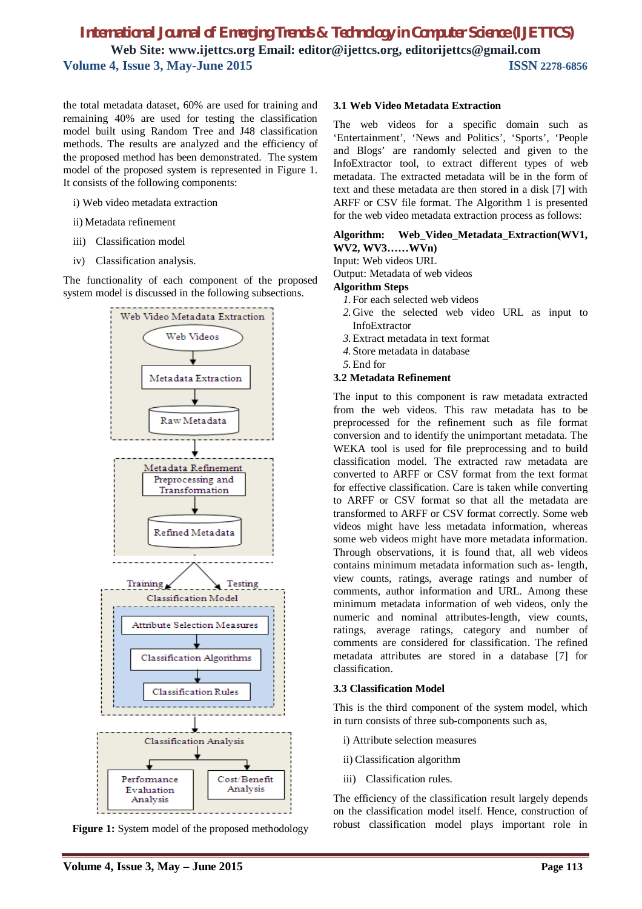the total metadata dataset, 60% are used for training and remaining 40% are used for testing the classification model built using Random Tree and J48 classification methods. The results are analyzed and the efficiency of the proposed method has been demonstrated. The system model of the proposed system is represented in Figure 1. It consists of the following components:

i) Web video metadata extraction

ii) Metadata refinement

iii) Classification model

iv) Classification analysis.

The functionality of each component of the proposed system model is discussed in the following subsections.

**Figure 1:** System model of the proposed methodology

### 3.1 Web Video Metadata Extraction

The web videos for a specific domain such as 'Entertainment', 'News and Politics', 'Sports', 'People and Blogs' are randomly selected and given to the InfoExtractor tool, to extract different types of web metadata. The extracted metadata will be in the form of text and these metadata are then stored in a disk [7] with ARFF or CSV file format. The Algorithm 1 is presented for the web video metadata extraction process as follows:

**Algorithm: Web_Video_Metadata_Extraction(WV1, WV2, WV3……WVn)**

Input: Web videos URL

Output: Metadata of web videos

**Algorithm Steps**

1. For each selected web videos
2. Give the selected web video URL as input to InfoExtractor
3. Extract metadata in text format
4. Store metadata in database
5. End for

### 3.2 Metadata Refinement

The input to this component is raw metadata extracted from the web videos. This raw metadata has to be preprocessed for the refinement such as file format conversion and to identify the unimportant metadata. The WEKA tool is used for file preprocessing and to build classification model. The extracted raw metadata are converted to ARFF or CSV format from the text format for effective classification. Care is taken while converting to ARFF or CSV format so that all the metadata are transformed to ARFF or CSV format correctly. Some web videos might have less metadata information, whereas some web videos might have more metadata information. Through observations, it is found that, all web videos contains minimum metadata information such as- length, view counts, ratings, average ratings and number of comments, author information and URL. Among these minimum metadata information of web videos, only the numeric and nominal attributes-length, view counts, ratings, average ratings, category and number of comments are considered for classification. The refined metadata attributes are stored in a database [7] for classification.

### 3.3 Classification Model

This is the third component of the system model, which in turn consists of three sub-components such as,

i) Attribute selection measures

ii) Classification algorithm

iii) Classification rules.

The efficiency of the classification result largely depends on the classification model itself. Hence, construction of robust classification model plays important role in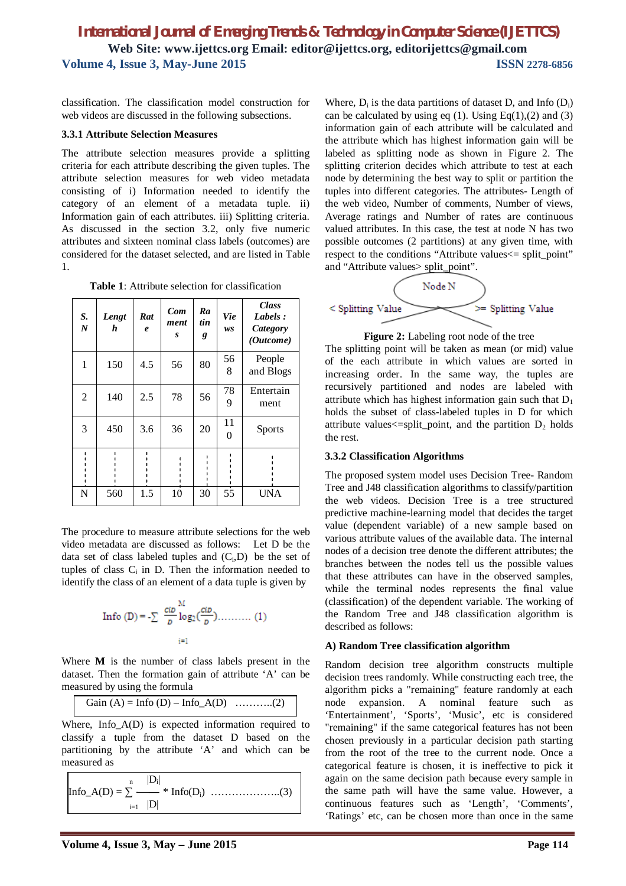classification. The classification model construction for web videos are discussed in the following subsections.

### 3.3.1 Attribute Selection Measures

The attribute selection measures provide a splitting criteria for each attribute describing the given tuples. The attribute selection measures for web video metadata consisting of i) Information needed to identify the category of an element of a metadata tuple. ii) Information gain of each attributes. iii) Splitting criteria. As discussed in the section 3.2, only five numeric attributes and sixteen nominal class labels (outcomes) are considered for the dataset selected, and are listed in Table 1.

**Table 1**: Attribute selection for classification

| *S. N* | *Length* | *Rate* | *Comments* | *Rating* | *Views* | *Class Labels : Category (Outcome)* |
|---|---|---|---|---|---|---|
| 1 | 150 | 4.5 | 56 | 80 | 568 | People and Blogs |
| 2 | 140 | 2.5 | 78 | 56 | 789 | Entertainment |
| 3 | 450 | 3.6 | 36 | 20 | 110 | Sports |
| ⋮ | ⋮ | ⋮ | ⋮ | ⋮ | ⋮ | ⋮ |
| N | 560 | 1.5 | 10 | 30 | 55 | UNA |

The procedure to measure attribute selections for the web video metadata are discussed as follows: Let D be the data set of class labeled tuples and ($C_i$,D) be the set of tuples of class $C_i$ in D. Then the information needed to identify the class of an element of a data tuple is given by

$$\text{Info (D)} = -\sum_{i=1}^{M} \frac{CiD}{D} \log_2\left(\frac{CiD}{D}\right) \ldots\ldots\ldots (1)$$

Where **M** is the number of class labels present in the dataset. Then the formation gain of attribute 'A' can be measured by using the formula

$$\text{Gain (A)} = \text{Info (D)} - \text{Info\_A(D)} \quad \ldots\ldots\ldots..(2)$$

Where, Info_A(D) is expected information required to classify a tuple from the dataset D based on the partitioning by the attribute 'A' and which can be measured as

$$\text{Info\_A(D)} = \sum_{i=1}^{n} \frac{|D_i|}{|D|} * \text{Info}(D_i) \quad \ldots\ldots\ldots\ldots\ldots\ldots..(3)$$

Where, $D_i$ is the data partitions of dataset D, and Info ($D_i$) can be calculated by using eq (1). Using Eq(1),(2) and (3) information gain of each attribute will be calculated and the attribute which has highest information gain will be labeled as splitting node as shown in Figure 2. The splitting criterion decides which attribute to test at each node by determining the best way to split or partition the tuples into different categories. The attributes- Length of the web video, Number of comments, Number of views, Average ratings and Number of rates are continuous valued attributes. In this case, the test at node N has two possible outcomes (2 partitions) at any given time, with respect to the conditions "Attribute values<= split_point" and "Attribute values> split_point".

**Figure 2:** Labeling root node of the tree

The splitting point will be taken as mean (or mid) value of the each attribute in which values are sorted in increasing order. In the same way, the tuples are recursively partitioned and nodes are labeled with attribute which has highest information gain such that $D_1$ holds the subset of class-labeled tuples in D for which attribute values<=split_point, and the partition $D_2$ holds the rest.

### 3.3.2 Classification Algorithms

The proposed system model uses Decision Tree- Random Tree and J48 classification algorithms to classify/partition the web videos. Decision Tree is a tree structured predictive machine-learning model that decides the target value (dependent variable) of a new sample based on various attribute values of the available data. The internal nodes of a decision tree denote the different attributes; the branches between the nodes tell us the possible values that these attributes can have in the observed samples, while the terminal nodes represents the final value (classification) of the dependent variable. The working of the Random Tree and J48 classification algorithm is described as follows:

#### A) Random Tree classification algorithm

Random decision tree algorithm constructs multiple decision trees randomly. While constructing each tree, the algorithm picks a "remaining" feature randomly at each node expansion. A nominal feature such as 'Entertainment', 'Sports', 'Music', etc is considered "remaining" if the same categorical features has not been chosen previously in a particular decision path starting from the root of the tree to the current node. Once a categorical feature is chosen, it is ineffective to pick it again on the same decision path because every sample in the same path will have the same value. However, a continuous features such as 'Length', 'Comments', 'Ratings' etc, can be chosen more than once in the same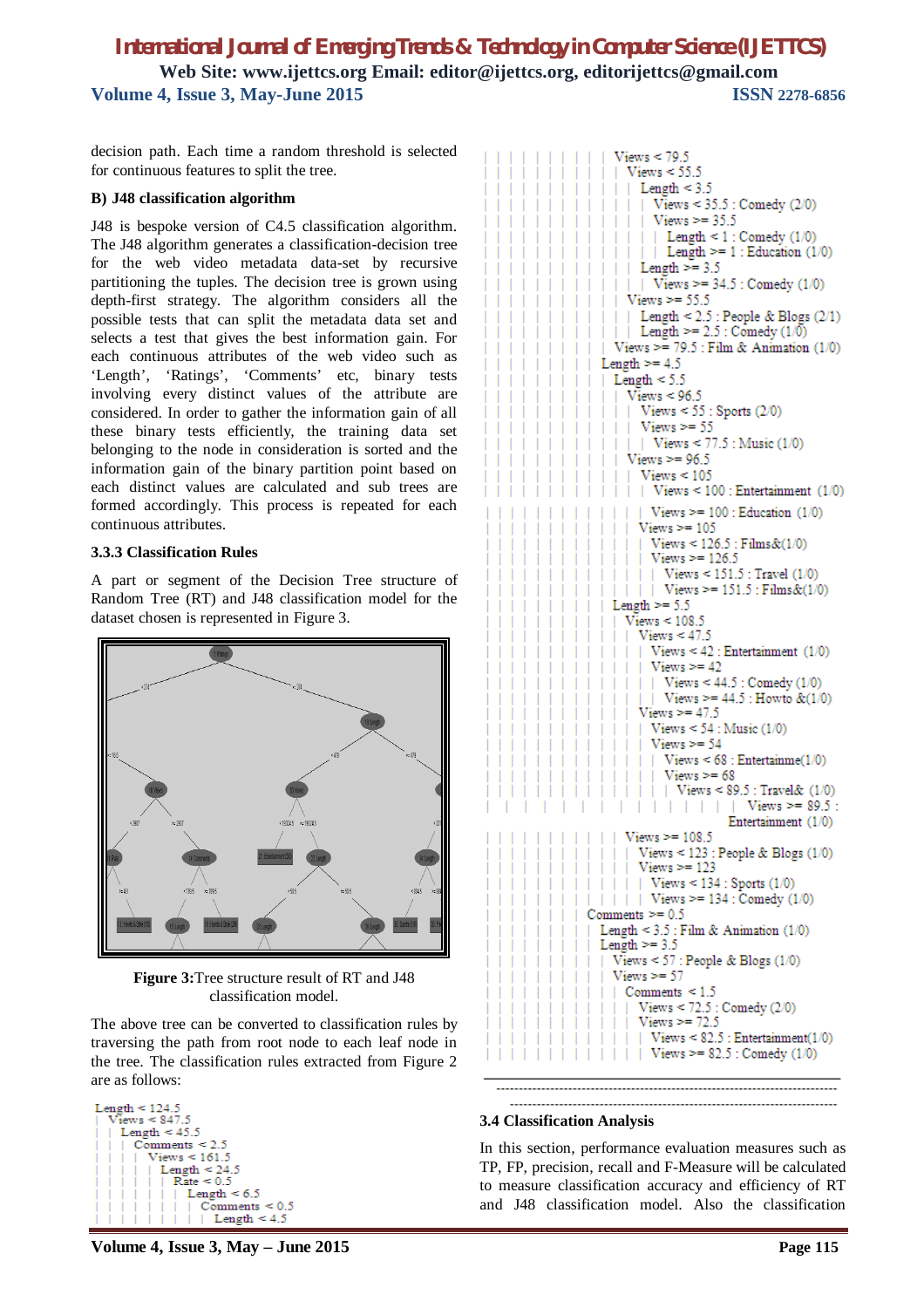decision path. Each time a random threshold is selected for continuous features to split the tree.

**B) J48 classification algorithm**

J48 is bespoke version of C4.5 classification algorithm. The J48 algorithm generates a classification-decision tree for the web video metadata data-set by recursive partitioning the tuples. The decision tree is grown using depth-first strategy. The algorithm considers all the possible tests that can split the metadata data set and selects a test that gives the best information gain. For each continuous attributes of the web video such as 'Length', 'Ratings', 'Comments' etc, binary tests involving every distinct values of the attribute are considered. In order to gather the information gain of all these binary tests efficiently, the training data set belonging to the node in consideration is sorted and the information gain of the binary partition point based on each distinct values are calculated and sub trees are formed accordingly. This process is repeated for each continuous attributes.

### 3.3.3 Classification Rules

A part or segment of the Decision Tree structure of Random Tree (RT) and J48 classification model for the dataset chosen is represented in Figure 3.

**Figure 3:** Tree structure result of RT and J48 classification model.

The above tree can be converted to classification rules by traversing the path from root node to each leaf node in the tree. The classification rules extracted from Figure 2 are as follows:

```
Length < 124.5
|   Views < 847.5
|   |   Length < 45.5
|   |   |   Comments < 2.5
|   |   |   |   Views < 161.5
|   |   |   |   |   Length < 24.5
|   |   |   |   |   |   Rate < 0.5
|   |   |   |   |   |   |   Length < 6.5
|   |   |   |   |   |   |   |   Comments < 0.5
|   |   |   |   |   |   |   |   |   Length < 4.5
|   |   |   |   |   |   |   |   |   |   Views < 79.5
|   |   |   |   |   |   |   |   |   |   |   Views < 55.5
|   |   |   |   |   |   |   |   |   |   |   |   Length < 3.5
|   |   |   |   |   |   |   |   |   |   |   |   |   Views < 35.5 : Comedy (2/0)
|   |   |   |   |   |   |   |   |   |   |   |   |   Views >= 35.5
|   |   |   |   |   |   |   |   |   |   |   |   |   |   Length < 1 : Comedy (1/0)
|   |   |   |   |   |   |   |   |   |   |   |   |   |   Length >= 1 : Education (1/0)
|   |   |   |   |   |   |   |   |   |   |   |   Length >= 3.5
|   |   |   |   |   |   |   |   |   |   |   |   |   Views >= 34.5 : Comedy (1/0)
|   |   |   |   |   |   |   |   |   |   |   Views >= 55.5
|   |   |   |   |   |   |   |   |   |   |   |   Length < 2.5 : People & Blogs (2/1)
|   |   |   |   |   |   |   |   |   |   |   |   Length >= 2.5 : Comedy (1/0)
|   |   |   |   |   |   |   |   |   |   Views >= 79.5 : Film & Animation (1/0)
|   |   |   |   |   |   |   |   |   Length >= 4.5
|   |   |   |   |   |   |   |   |   |   Length < 5.5
|   |   |   |   |   |   |   |   |   |   |   Views < 96.5
|   |   |   |   |   |   |   |   |   |   |   |   Views < 55 : Sports (2/0)
|   |   |   |   |   |   |   |   |   |   |   |   Views >= 55
|   |   |   |   |   |   |   |   |   |   |   |   |   Views < 77.5 : Music (1/0)
|   |   |   |   |   |   |   |   |   |   |   Views >= 96.5
|   |   |   |   |   |   |   |   |   |   |   |   Views < 105
|   |   |   |   |   |   |   |   |   |   |   |   |   Views < 100 : Entertainment (1/0)
|   |   |   |   |   |   |   |   |   |   |   |   |   Views >= 100 : Education (1/0)
|   |   |   |   |   |   |   |   |   |   |   |   Views >= 105
|   |   |   |   |   |   |   |   |   |   |   |   |   Views < 126.5 : Films&(1/0)
|   |   |   |   |   |   |   |   |   |   |   |   |   Views >= 126.5
|   |   |   |   |   |   |   |   |   |   |   |   |   |   Views < 151.5 : Travel (1/0)
|   |   |   |   |   |   |   |   |   |   |   |   |   |   Views >= 151.5 : Films&(1/0)
|   |   |   |   |   |   |   |   |   |   Length >= 5.5
|   |   |   |   |   |   |   |   |   |   |   Views < 108.5
|   |   |   |   |   |   |   |   |   |   |   |   Views < 47.5
|   |   |   |   |   |   |   |   |   |   |   |   |   Views < 42 : Entertainment (1/0)
|   |   |   |   |   |   |   |   |   |   |   |   |   Views >= 42
|   |   |   |   |   |   |   |   |   |   |   |   |   |   Views < 44.5 : Comedy (1/0)
|   |   |   |   |   |   |   |   |   |   |   |   |   |   Views >= 44.5 : Howto &(1/0)
|   |   |   |   |   |   |   |   |   |   |   |   Views >= 47.5
|   |   |   |   |   |   |   |   |   |   |   |   |   Views < 54 : Music (1/0)
|   |   |   |   |   |   |   |   |   |   |   |   |   Views >= 54
|   |   |   |   |   |   |   |   |   |   |   |   |   |   Views < 68 : Entertainme(1/0)
|   |   |   |   |   |   |   |   |   |   |   |   |   |   Views >= 68
|   |   |   |   |   |   |   |   |   |   |   |   |   |   |   Views < 89.5 : Travel& (1/0)
|   |   |   |   |   |   |   |   |   |   |   |   |   |   |   Views >= 89.5 : Entertainment (1/0)
|   |   |   |   |   |   |   |   |   |   |   Views >= 108.5
|   |   |   |   |   |   |   |   |   |   |   |   Views < 123 : People & Blogs (1/0)
|   |   |   |   |   |   |   |   |   |   |   |   Views >= 123
|   |   |   |   |   |   |   |   |   |   |   |   |   Views < 134 : Sports (1/0)
|   |   |   |   |   |   |   |   |   |   |   |   |   Views >= 134 : Comedy (1/0)
|   |   |   |   |   |   |   |   Comments >= 0.5
|   |   |   |   |   |   |   |   |   Length < 3.5 : Film & Animation (1/0)
|   |   |   |   |   |   |   |   |   Length >= 3.5
|   |   |   |   |   |   |   |   |   |   Views < 57 : People & Blogs (1/0)
|   |   |   |   |   |   |   |   |   |   Views >= 57
|   |   |   |   |   |   |   |   |   |   |   Comments < 1.5
|   |   |   |   |   |   |   |   |   |   |   |   Views < 72.5 : Comedy (2/0)
|   |   |   |   |   |   |   |   |   |   |   |   Views >= 72.5
|   |   |   |   |   |   |   |   |   |   |   |   |   Views < 82.5 : Entertainment(1/0)
|   |   |   |   |   |   |   |   |   |   |   |   |   Views >= 82.5 : Comedy (1/0)
------------------------------------------------------------------
------------------------------------------------------------------
```

### 3.4 Classification Analysis

In this section, performance evaluation measures such as TP, FP, precision, recall and F-Measure will be calculated to measure classification accuracy and efficiency of RT and J48 classification model. Also the classification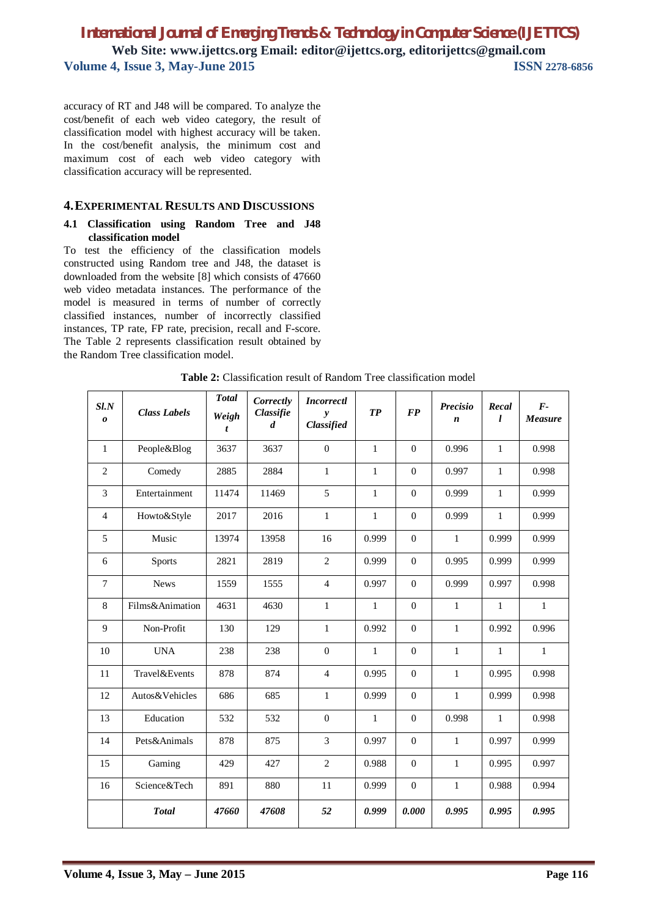accuracy of RT and J48 will be compared. To analyze the cost/benefit of each web video category, the result of classification model with highest accuracy will be taken. In the cost/benefit analysis, the minimum cost and maximum cost of each web video category with classification accuracy will be represented.

## 4. EXPERIMENTAL RESULTS AND DISCUSSIONS

### 4.1 Classification using Random Tree and J48 classification model

To test the efficiency of the classification models constructed using Random tree and J48, the dataset is downloaded from the website [8] which consists of 47660 web video metadata instances. The performance of the model is measured in terms of number of correctly classified instances, number of incorrectly classified instances, TP rate, FP rate, precision, recall and F-score. The Table 2 represents classification result obtained by the Random Tree classification model.

**Table 2:** Classification result of Random Tree classification model

| *Sl.No* | *Class Labels* | *Total Weight* | *Correctly Classified* | *Incorrectly Classified* | *TP* | *FP* | *Precision* | *Recall* | *F-Measure* |
|---|---|---|---|---|---|---|---|---|---|
| 1 | People&Blog | 3637 | 3637 | 0 | 1 | 0 | 0.996 | 1 | 0.998 |
| 2 | Comedy | 2885 | 2884 | 1 | 1 | 0 | 0.997 | 1 | 0.998 |
| 3 | Entertainment | 11474 | 11469 | 5 | 1 | 0 | 0.999 | 1 | 0.999 |
| 4 | Howto&Style | 2017 | 2016 | 1 | 1 | 0 | 0.999 | 1 | 0.999 |
| 5 | Music | 13974 | 13958 | 16 | 0.999 | 0 | 1 | 0.999 | 0.999 |
| 6 | Sports | 2821 | 2819 | 2 | 0.999 | 0 | 0.995 | 0.999 | 0.999 |
| 7 | News | 1559 | 1555 | 4 | 0.997 | 0 | 0.999 | 0.997 | 0.998 |
| 8 | Films&Animation | 4631 | 4630 | 1 | 1 | 0 | 1 | 1 | 1 |
| 9 | Non-Profit | 130 | 129 | 1 | 0.992 | 0 | 1 | 0.992 | 0.996 |
| 10 | UNA | 238 | 238 | 0 | 1 | 0 | 1 | 1 | 1 |
| 11 | Travel&Events | 878 | 874 | 4 | 0.995 | 0 | 1 | 0.995 | 0.998 |
| 12 | Autos&Vehicles | 686 | 685 | 1 | 0.999 | 0 | 1 | 0.999 | 0.998 |
| 13 | Education | 532 | 532 | 0 | 1 | 0 | 0.998 | 1 | 0.998 |
| 14 | Pets&Animals | 878 | 875 | 3 | 0.997 | 0 | 1 | 0.997 | 0.999 |
| 15 | Gaming | 429 | 427 | 2 | 0.988 | 0 | 1 | 0.995 | 0.997 |
| 16 | Science&Tech | 891 | 880 | 11 | 0.999 | 0 | 1 | 0.988 | 0.994 |
| | ***Total*** | ***47660*** | ***47608*** | ***52*** | ***0.999*** | ***0.000*** | ***0.995*** | ***0.995*** | ***0.995*** |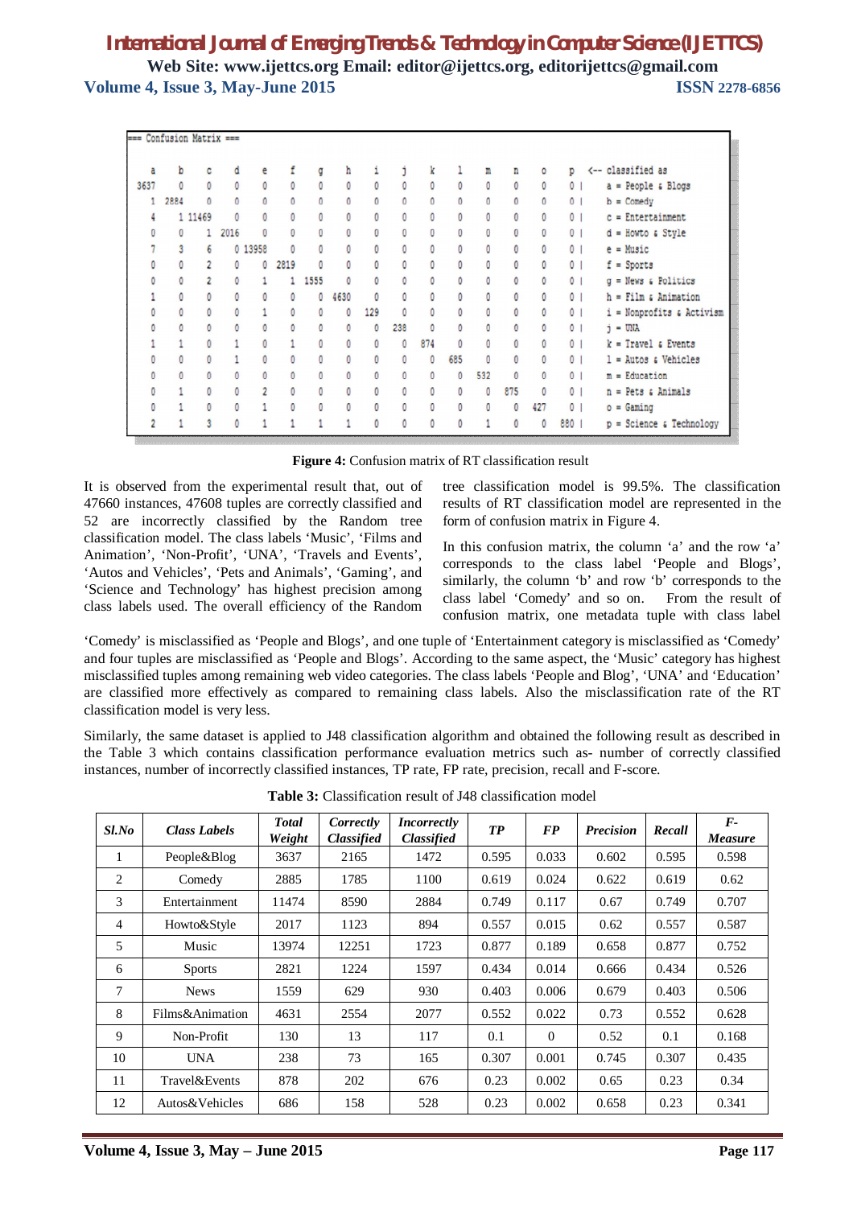```
=== Confusion Matrix ===

    a     b     c     d     e     f     g     h     i     j     k     l     m     n     o     p   <-- classified as
 3637     0     0     0     0     0     0     0     0     0     0     0     0     0     0     0 |   a = People & Blogs
    1  2884     0     0     0     0     0     0     0     0     0     0     0     0     0     0 |   b = Comedy
    4     1 11469     0     0     0     0     0     0     0     0     0     0     0     0     0 |   c = Entertainment
    0     0     1  2016     0     0     0     0     0     0     0     0     0     0     0     0 |   d = Howto & Style
    7     3     6     0 13958     0     0     0     0     0     0     0     0     0     0     0 |   e = Music
    0     0     2     0     0  2819     0     0     0     0     0     0     0     0     0     0 |   f = Sports
    0     0     2     0     1     1  1555     0     0     0     0     0     0     0     0     0 |   g = News & Politics
    1     0     0     0     0     0     0  4630     0     0     0     0     0     0     0     0 |   h = Film & Animation
    0     0     0     0     1     0     0     0   129     0     0     0     0     0     0     0 |   i = Nonprofits & Activism
    0     0     0     0     0     0     0     0     0   238     0     0     0     0     0     0 |   j = UNA
    1     1     0     1     0     1     0     0     0     0   874     0     0     0     0     0 |   k = Travel & Events
    0     0     0     1     0     0     0     0     0     0     0   685     0     0     0     0 |   l = Autos & Vehicles
    0     0     0     0     0     0     0     0     0     0     0     0   532     0     0     0 |   m = Education
    0     1     0     0     2     0     0     0     0     0     0     0     0   875     0     0 |   n = Pets & Animals
    0     1     0     0     1     0     0     0     0     0     0     0     0     0   427     0 |   o = Gaming
    2     1     3     0     1     1     1     1     0     0     0     0     1     0     0   880 |   p = Science & Technology
```

**Figure 4:** Confusion matrix of RT classification result

It is observed from the experimental result that, out of 47660 instances, 47608 tuples are correctly classified and 52 are incorrectly classified by the Random tree classification model. The class labels 'Music', 'Films and Animation', 'Non-Profit', 'UNA', 'Travels and Events', 'Autos and Vehicles', 'Pets and Animals', 'Gaming', and 'Science and Technology' has highest precision among class labels used. The overall efficiency of the Random tree classification model is 99.5%. The classification results of RT classification model are represented in the form of confusion matrix in Figure 4.

In this confusion matrix, the column 'a' and the row 'a' corresponds to the class label 'People and Blogs', similarly, the column 'b' and row 'b' corresponds to the class label 'Comedy' and so on. From the result of confusion matrix, one metadata tuple with class label 'Comedy' is misclassified as 'People and Blogs', and one tuple of 'Entertainment category is misclassified as 'Comedy' and four tuples are misclassified as 'People and Blogs'. According to the same aspect, the 'Music' category has highest misclassified tuples among remaining web video categories. The class labels 'People and Blog', 'UNA' and 'Education' are classified more effectively as compared to remaining class labels. Also the misclassification rate of the RT classification model is very less.

Similarly, the same dataset is applied to J48 classification algorithm and obtained the following result as described in the Table 3 which contains classification performance evaluation metrics such as- number of correctly classified instances, number of incorrectly classified instances, TP rate, FP rate, precision, recall and F-score.

**Table 3:** Classification result of J48 classification model

| *Sl.No* | *Class Labels* | *Total Weight* | *Correctly Classified* | *Incorrectly Classified* | *TP* | *FP* | *Precision* | *Recall* | *F-Measure* |
|---|---|---|---|---|---|---|---|---|---|
| 1 | People&Blog | 3637 | 2165 | 1472 | 0.595 | 0.033 | 0.602 | 0.595 | 0.598 |
| 2 | Comedy | 2885 | 1785 | 1100 | 0.619 | 0.024 | 0.622 | 0.619 | 0.62 |
| 3 | Entertainment | 11474 | 8590 | 2884 | 0.749 | 0.117 | 0.67 | 0.749 | 0.707 |
| 4 | Howto&Style | 2017 | 1123 | 894 | 0.557 | 0.015 | 0.62 | 0.557 | 0.587 |
| 5 | Music | 13974 | 12251 | 1723 | 0.877 | 0.189 | 0.658 | 0.877 | 0.752 |
| 6 | Sports | 2821 | 1224 | 1597 | 0.434 | 0.014 | 0.666 | 0.434 | 0.526 |
| 7 | News | 1559 | 629 | 930 | 0.403 | 0.006 | 0.679 | 0.403 | 0.506 |
| 8 | Films&Animation | 4631 | 2554 | 2077 | 0.552 | 0.022 | 0.73 | 0.552 | 0.628 |
| 9 | Non-Profit | 130 | 13 | 117 | 0.1 | 0 | 0.52 | 0.1 | 0.168 |
| 10 | UNA | 238 | 73 | 165 | 0.307 | 0.001 | 0.745 | 0.307 | 0.435 |
| 11 | Travel&Events | 878 | 202 | 676 | 0.23 | 0.002 | 0.65 | 0.23 | 0.34 |
| 12 | Autos&Vehicles | 686 | 158 | 528 | 0.23 | 0.002 | 0.658 | 0.23 | 0.341 |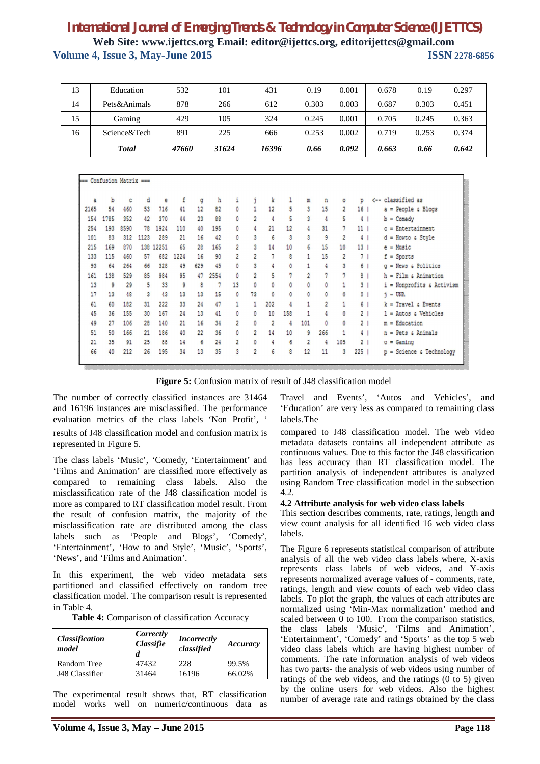| 13 | Education | 532 | 101 | 431 | 0.19 | 0.001 | 0.678 | 0.19 | 0.297 |
|---|---|---|---|---|---|---|---|---|---|
| 14 | Pets&Animals | 878 | 266 | 612 | 0.303 | 0.003 | 0.687 | 0.303 | 0.451 |
| 15 | Gaming | 429 | 105 | 324 | 0.245 | 0.001 | 0.705 | 0.245 | 0.363 |
| 16 | Science&Tech | 891 | 225 | 666 | 0.253 | 0.002 | 0.719 | 0.253 | 0.374 |
| | ***Total*** | ***47660*** | ***31624*** | ***16396*** | ***0.66*** | ***0.092*** | ***0.663*** | ***0.66*** | ***0.642*** |

```
=== Confusion Matrix ===

    a    b    c    d    e    f    g    h    i    j    k    l    m    n    o    p   <-- classified as
 2165   54  460   53  716   41   12   82    0    1   12    5    3   15    2   16 |   a = People & Blogs
  154 1785  352   42  370   44   23   88    0    2    4    5    3    4    5    4 |   b = Comedy
  254  193 8590   78 1924  110   40  195    0    4   21   12    4   31    7   11 |   c = Entertainment
  101   83  312 1123  289   21   16   42    0    3    6    3    3    9    2    4 |   d = Howto & Style
  215  169  870  138 12251  65   28  165    2    3   14   10    6   15   10   13 |   e = Music
  133  115  460   57  682 1224   16   90    2    2    7    8    1   15    2    7 |   f = Sports
   93   64  264   66  328   49  629   45    0    3    4    0    1    4    3    6 |   g = News & Politics
  161  138  529   85  984   95   47 2554    0    2    5    7    2    7    7    8 |   h = Film & Animation
   13    9   29    5   33    9    8    7   13    0    0    0    0    0    1    3 |   i = Nonprofits & Activism
   17   13   48    3   43   13   13   15    0   73    0    0    0    0    0    0 |   j = UNA
   61   60  182   31  222   33   24   47    1    1  202    4    1    2    1    6 |   k = Travel & Events
   45   36  155   30  167   24   13   41    0    0   10  158    1    4    0    2 |   l = Autos & Vehicles
   49   27  106   28  140   21   16   34    2    0    2    4  101    0    0    2 |   m = Education
   51   50  166   21  186   40   22   36    0    2   14   10    9  266    1    4 |   n = Pets & Animals
   21   35   91   25   88   14    6   24    2    0    4    6    2    4  105    2 |   o = Gaming
   66   40  212   26  195   34   13   35    3    2    6    8   12   11    3  225 |   p = Science & Technology
```

**Figure 5:** Confusion matrix of result of J48 classification model

The number of correctly classified instances are 31464 and 16196 instances are misclassified. The performance evaluation metrics of the class labels 'Non Profit', 'Travel and Events', 'Autos and Vehicles', and 'Education' are very less as compared to remaining class labels.The results of J48 classification model and confusion matrix is represented in Figure 5.

The class labels 'Music', 'Comedy', 'Entertainment' and 'Films and Animation' are classified more effectively as compared to remaining class labels. Also the misclassification rate of the J48 classification model is more as compared to RT classification model result. From the result of confusion matrix, the majority of the misclassification rate are distributed among the class labels such as 'People and Blogs', 'Comedy', 'Entertainment', 'How to and Style', 'Music', 'Sports', 'News', and 'Films and Animation'.

In this experiment, the web video metadata sets partitioned and classified effectively on random tree classification model. The comparison result is represented in Table 4.

**Table 4:** Comparison of classification Accuracy

| *Classification model* | *Correctly Classified* | *Incorrectly classified* | *Accuracy* |
|---|---|---|---|
| Random Tree | 47432 | 228 | 99.5% |
| J48 Classifier | 31464 | 16196 | 66.02% |

The experimental result shows that, RT classification model works well on numeric/continuous data as compared to J48 classification model. The web video metadata datasets contains all independent attribute as continuous values. Due to this factor the J48 classification has less accuracy than RT classification model. The partition analysis of independent attributes is analyzed using Random Tree classification model in the subsection 4.2.

### 4.2 Attribute analysis for web video class labels

This section describes comments, rate, ratings, length and view count analysis for all identified 16 web video class labels.

The Figure 6 represents statistical comparison of attribute analysis of all the web video class labels where, X-axis represents class labels of web videos, and Y-axis represents normalized average values of - comments, rate, ratings, length and view counts of each web video class labels. To plot the graph, the values of each attributes are normalized using 'Min-Max normalization' method and scaled between 0 to 100. From the comparison statistics, the class labels 'Music', 'Films and Animation', 'Entertainment', 'Comedy' and 'Sports' as the top 5 web video class labels which are having highest number of comments. The rate information analysis of web videos has two parts- the analysis of web videos using number of ratings of the web videos, and the ratings (0 to 5) given by the online users for web videos. Also the highest number of average rate and ratings obtained by the class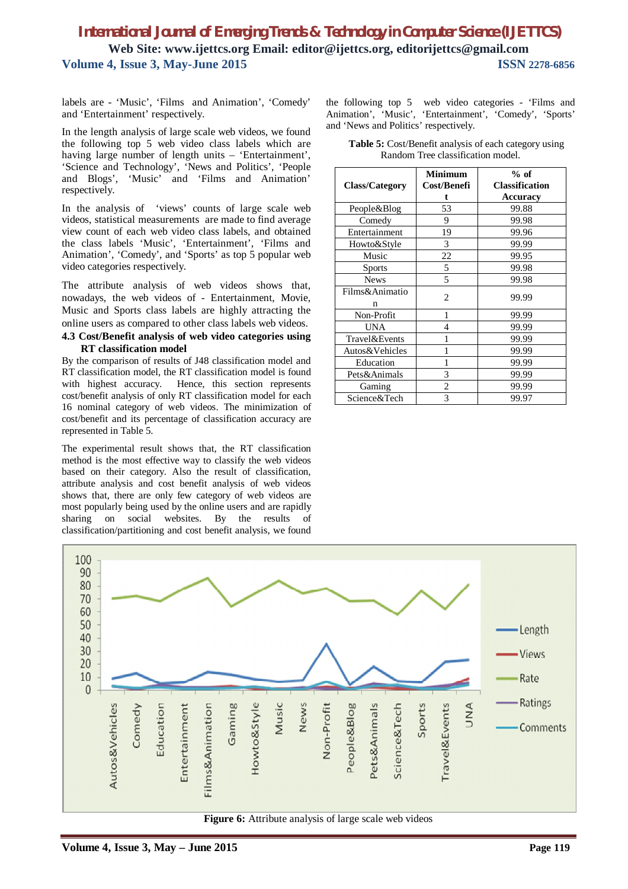labels are - 'Music', 'Films and Animation', 'Comedy' and 'Entertainment' respectively.

In the length analysis of large scale web videos, we found the following top 5 web video class labels which are having large number of length units – 'Entertainment', 'Science and Technology', 'News and Politics', 'People and Blogs', 'Music' and 'Films and Animation' respectively.

In the analysis of 'views' counts of large scale web videos, statistical measurements are made to find average view count of each web video class labels, and obtained the class labels 'Music', 'Entertainment', 'Films and Animation', 'Comedy', and 'Sports' as top 5 popular web video categories respectively.

The attribute analysis of web videos shows that, nowadays, the web videos of - Entertainment, Movie, Music and Sports class labels are highly attracting the online users as compared to other class labels web videos.

### 4.3 Cost/Benefit analysis of web video categories using RT classification model

By the comparison of results of J48 classification model and RT classification model, the RT classification model is found with highest accuracy. Hence, this section represents cost/benefit analysis of only RT classification model for each 16 nominal category of web videos. The minimization of cost/benefit and its percentage of classification accuracy are represented in Table 5.

The experimental result shows that, the RT classification method is the most effective way to classify the web videos based on their category. Also the result of classification, attribute analysis and cost benefit analysis of web videos shows that, there are only few category of web videos are most popularly being used by the online users and are rapidly sharing on social websites. By the results of classification/partitioning and cost benefit analysis, we found the following top 5 web video categories - 'Films and Animation', 'Music', 'Entertainment', 'Comedy', 'Sports' and 'News and Politics' respectively.

**Table 5:** Cost/Benefit analysis of each category using Random Tree classification model.

| Class/Category | Minimum Cost/Benefit | % of Classification Accuracy |
|---|---|---|
| People&Blog | 53 | 99.88 |
| Comedy | 9 | 99.98 |
| Entertainment | 19 | 99.96 |
| Howto&Style | 3 | 99.99 |
| Music | 22 | 99.95 |
| Sports | 5 | 99.98 |
| News | 5 | 99.98 |
| Films&Animation | 2 | 99.99 |
| Non-Profit | 1 | 99.99 |
| UNA | 4 | 99.99 |
| Travel&Events | 1 | 99.99 |
| Autos&Vehicles | 1 | 99.99 |
| Education | 1 | 99.99 |
| Pets&Animals | 3 | 99.99 |
| Gaming | 2 | 99.99 |
| Science&Tech | 3 | 99.97 |

**Figure 6:** Attribute analysis of large scale web videos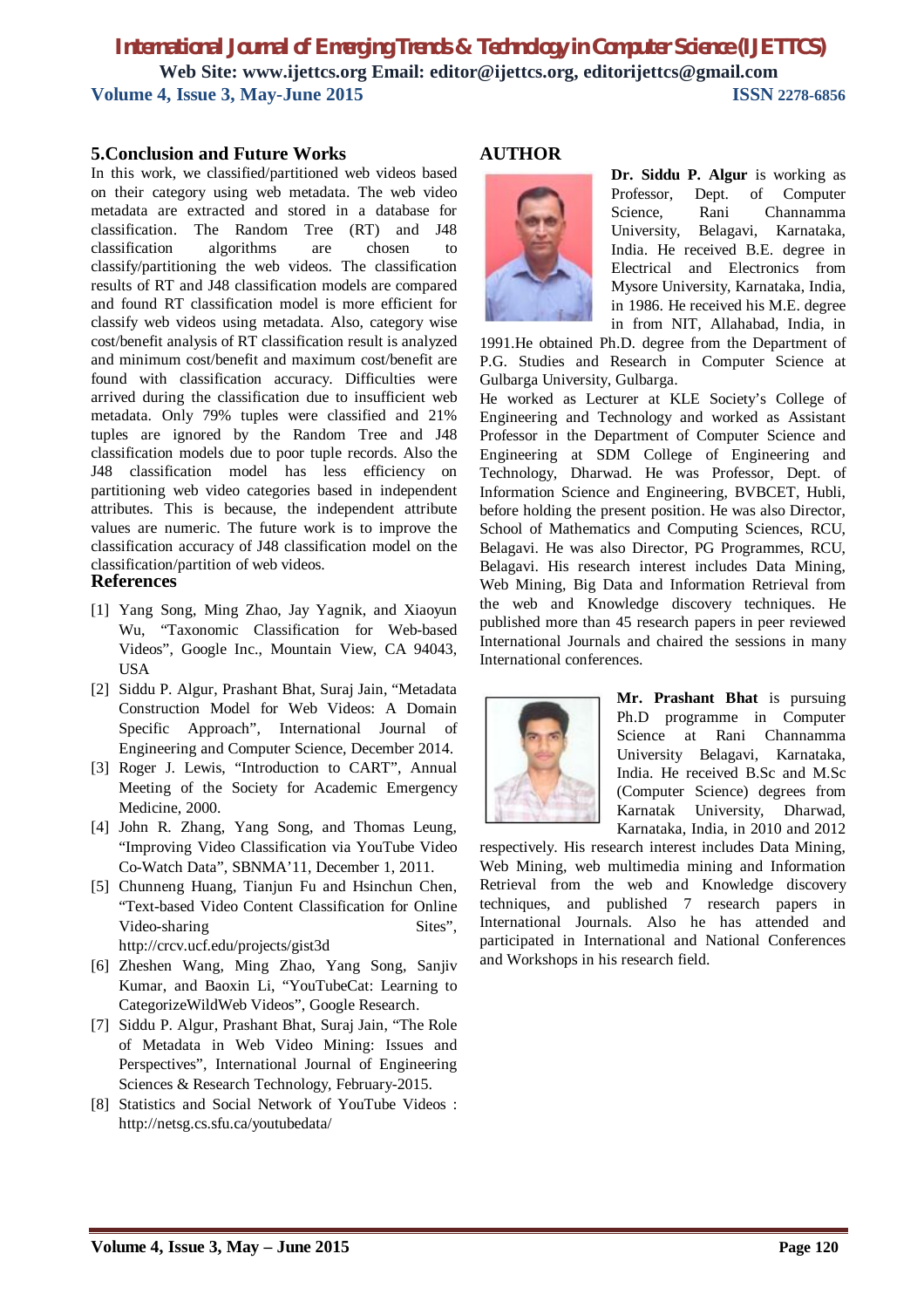## 5.Conclusion and Future Works

In this work, we classified/partitioned web videos based on their category using web metadata. The web video metadata are extracted and stored in a database for classification. The Random Tree (RT) and J48 classification algorithms are chosen to classify/partitioning the web videos. The classification results of RT and J48 classification models are compared and found RT classification model is more efficient for classify web videos using metadata. Also, category wise cost/benefit analysis of RT classification result is analyzed and minimum cost/benefit and maximum cost/benefit are found with classification accuracy. Difficulties were arrived during the classification due to insufficient web metadata. Only 79% tuples were classified and 21% tuples are ignored by the Random Tree and J48 classification models due to poor tuple records. Also the J48 classification model has less efficiency on partitioning web video categories based in independent attributes. This is because, the independent attribute values are numeric. The future work is to improve the classification accuracy of J48 classification model on the classification/partition of web videos.

## References

[1] Yang Song, Ming Zhao, Jay Yagnik, and Xiaoyun Wu, "Taxonomic Classification for Web-based Videos", Google Inc., Mountain View, CA 94043, USA

[2] Siddu P. Algur, Prashant Bhat, Suraj Jain, "Metadata Construction Model for Web Videos: A Domain Specific Approach", International Journal of Engineering and Computer Science, December 2014.

[3] Roger J. Lewis, "Introduction to CART", Annual Meeting of the Society for Academic Emergency Medicine, 2000.

[4] John R. Zhang, Yang Song, and Thomas Leung, "Improving Video Classification via YouTube Video Co-Watch Data", SBNMA'11, December 1, 2011.

[5] Chunneng Huang, Tianjun Fu and Hsinchun Chen, "Text-based Video Content Classification for Online Video-sharing Sites", http://crcv.ucf.edu/projects/gist3d

[6] Zheshen Wang, Ming Zhao, Yang Song, Sanjiv Kumar, and Baoxin Li, "YouTubeCat: Learning to CategorizeWildWeb Videos", Google Research.

[7] Siddu P. Algur, Prashant Bhat, Suraj Jain, "The Role of Metadata in Web Video Mining: Issues and Perspectives", International Journal of Engineering Sciences & Research Technology, February-2015.

[8] Statistics and Social Network of YouTube Videos : http://netsg.cs.sfu.ca/youtubedata/

## AUTHOR

**Dr. Siddu P. Algur** is working as Professor, Dept. of Computer Science, Rani Channamma University, Belagavi, Karnataka, India. He received B.E. degree in Electrical and Electronics from Mysore University, Karnataka, India, in 1986. He received his M.E. degree in from NIT, Allahabad, India, in 1991.He obtained Ph.D. degree from the Department of P.G. Studies and Research in Computer Science at Gulbarga University, Gulbarga.

He worked as Lecturer at KLE Society's College of Engineering and Technology and worked as Assistant Professor in the Department of Computer Science and Engineering at SDM College of Engineering and Technology, Dharwad. He was Professor, Dept. of Information Science and Engineering, BVBCET, Hubli, before holding the present position. He was also Director, School of Mathematics and Computing Sciences, RCU, Belagavi. He was also Director, PG Programmes, RCU, Belagavi. His research interest includes Data Mining, Web Mining, Big Data and Information Retrieval from the web and Knowledge discovery techniques. He published more than 45 research papers in peer reviewed International Journals and chaired the sessions in many International conferences.

**Mr. Prashant Bhat** is pursuing Ph.D programme in Computer Science at Rani Channamma University Belagavi, Karnataka, India. He received B.Sc and M.Sc (Computer Science) degrees from Karnatak University, Dharwad, Karnataka, India, in 2010 and 2012 respectively. His research interest includes Data Mining, Web Mining, web multimedia mining and Information Retrieval from the web and Knowledge discovery techniques, and published 7 research papers in International Journals. Also he has attended and participated in International and National Conferences and Workshops in his research field.